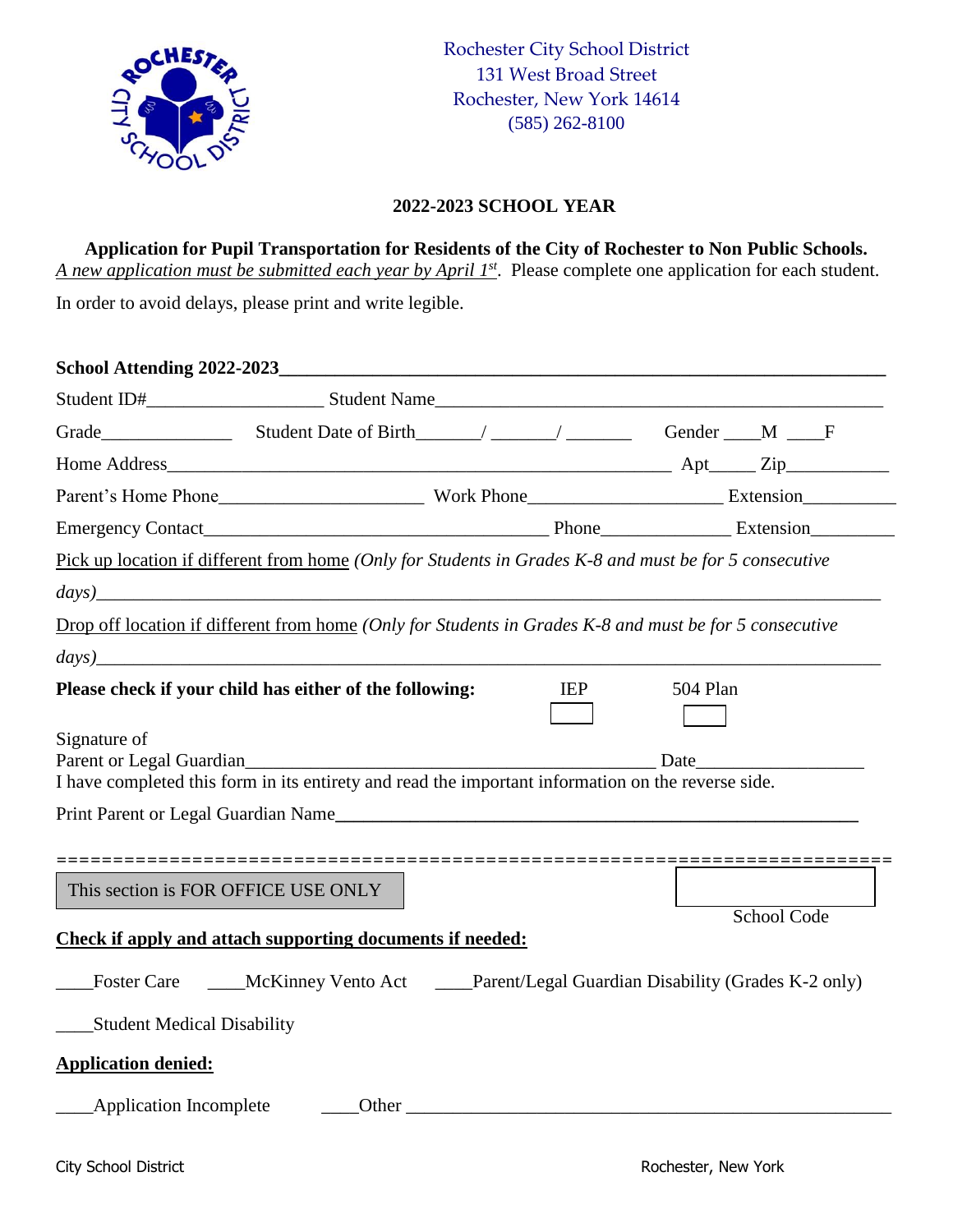Rochester City School District
131 West Broad Street
Rochester, New York 14614
(585) 262-8100

**2022-2023 SCHOOL YEAR**

**Application for Pupil Transportation for Residents of the City of Rochester to Non Public Schools.**
*A new application must be submitted each year by April 1st*. Please complete one application for each student.

In order to avoid delays, please print and write legible.

**School Attending 2022-2023**\_\_\_\_\_\_\_\_\_\_\_\_\_\_\_\_\_\_\_\_\_\_\_\_\_\_\_\_\_\_\_\_\_\_\_\_\_\_\_\_\_\_\_\_

Student ID#\_\_\_\_\_\_\_\_\_\_\_\_\_\_\_\_\_\_ Student Name\_\_\_\_\_\_\_\_\_\_\_\_\_\_\_\_\_\_\_\_\_\_\_\_\_\_\_\_\_\_\_\_\_\_\_\_\_\_\_\_

Grade\_\_\_\_\_\_\_\_\_\_\_\_\_\_ Student Date of Birth\_\_\_\_\_\_/ \_\_\_\_\_\_/ \_\_\_\_\_\_ Gender \_\_\_\_M \_\_\_\_F

Home Address\_\_\_\_\_\_\_\_\_\_\_\_\_\_\_\_\_\_\_\_\_\_\_\_\_\_\_\_\_\_\_\_\_\_\_\_\_\_\_\_\_\_\_\_\_\_\_\_ Apt\_\_\_\_\_ Zip\_\_\_\_\_\_\_\_\_\_\_

Parent's Home Phone\_\_\_\_\_\_\_\_\_\_\_\_\_\_\_\_\_\_\_\_\_ Work Phone\_\_\_\_\_\_\_\_\_\_\_\_\_\_\_\_\_\_\_\_ Extension\_\_\_\_\_\_\_\_\_\_

Emergency Contact\_\_\_\_\_\_\_\_\_\_\_\_\_\_\_\_\_\_\_\_\_\_\_\_\_\_\_\_\_\_\_\_\_\_\_\_ Phone\_\_\_\_\_\_\_\_\_\_\_\_\_\_ Extension\_\_\_\_\_\_\_\_\_

Pick up location if different from home *(Only for Students in Grades K-8 and must be for 5 consecutive days)*\_\_\_\_\_\_\_\_\_\_\_\_\_\_\_\_\_\_\_\_\_\_\_\_\_\_\_\_\_\_\_\_\_\_\_\_\_\_\_\_\_\_\_\_\_\_\_\_\_\_\_\_\_\_\_\_\_\_\_\_\_\_\_\_\_\_\_\_\_\_

Drop off location if different from home *(Only for Students in Grades K-8 and must be for 5 consecutive days)*\_\_\_\_\_\_\_\_\_\_\_\_\_\_\_\_\_\_\_\_\_\_\_\_\_\_\_\_\_\_\_\_\_\_\_\_\_\_\_\_\_\_\_\_\_\_\_\_\_\_\_\_\_\_\_\_\_\_\_\_\_\_\_\_\_\_\_\_\_\_

**Please check if your child has either of the following:** IEP ☐ 504 Plan ☐

Signature of
Parent or Legal Guardian\_\_\_\_\_\_\_\_\_\_\_\_\_\_\_\_\_\_\_\_\_\_\_\_\_\_\_\_\_\_\_\_\_\_\_\_\_\_\_\_\_\_\_\_ Date\_\_\_\_\_\_\_\_\_\_\_\_\_\_\_\_\_\_
I have completed this form in its entirety and read the important information on the reverse side.

Print Parent or Legal Guardian Name\_\_\_\_\_\_\_\_\_\_\_\_\_\_\_\_\_\_\_\_\_\_\_\_\_\_\_\_\_\_\_\_\_\_\_\_\_\_\_\_\_\_\_\_\_\_\_\_\_\_\_\_

==========================================================================

This section is FOR OFFICE USE ONLY

School Code ☐

**Check if apply and attach supporting documents if needed:**

\_\_\_\_Foster Care \_\_\_\_McKinney Vento Act \_\_\_\_Parent/Legal Guardian Disability (Grades K-2 only)

\_\_\_\_Student Medical Disability

**Application denied:**

\_\_\_\_Application Incomplete \_\_\_\_Other \_\_\_\_\_\_\_\_\_\_\_\_\_\_\_\_\_\_\_\_\_\_\_\_\_\_\_\_\_\_\_\_\_\_\_\_\_\_\_\_\_\_\_\_\_\_\_\_\_\_\_\_\_\_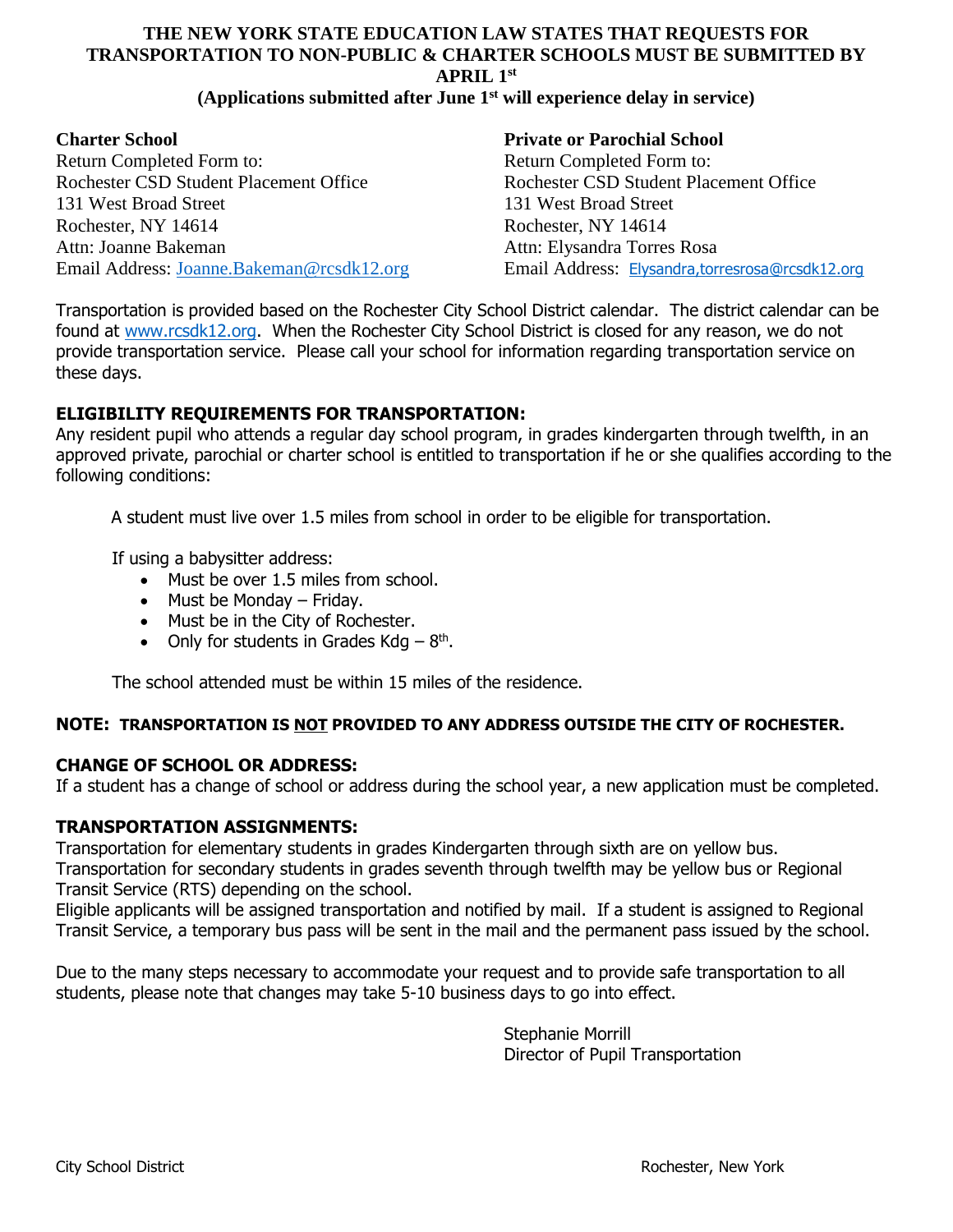**THE NEW YORK STATE EDUCATION LAW STATES THAT REQUESTS FOR TRANSPORTATION TO NON-PUBLIC & CHARTER SCHOOLS MUST BE SUBMITTED BY APRIL 1st**

**(Applications submitted after June 1st will experience delay in service)**

**Charter School**
Return Completed Form to:
Rochester CSD Student Placement Office
131 West Broad Street
Rochester, NY 14614
Attn: Joanne Bakeman
Email Address: Joanne.Bakeman@rcsdk12.org

**Private or Parochial School**
Return Completed Form to:
Rochester CSD Student Placement Office
131 West Broad Street
Rochester, NY 14614
Attn: Elysandra Torres Rosa
Email Address: Elysandra,torresrosa@rcsdk12.org

Transportation is provided based on the Rochester City School District calendar. The district calendar can be found at www.rcsdk12.org. When the Rochester City School District is closed for any reason, we do not provide transportation service. Please call your school for information regarding transportation service on these days.

**ELIGIBILITY REQUIREMENTS FOR TRANSPORTATION:**
Any resident pupil who attends a regular day school program, in grades kindergarten through twelfth, in an approved private, parochial or charter school is entitled to transportation if he or she qualifies according to the following conditions:

A student must live over 1.5 miles from school in order to be eligible for transportation.

If using a babysitter address:

- Must be over 1.5 miles from school.
- Must be Monday – Friday.
- Must be in the City of Rochester.
- Only for students in Grades Kdg – 8th.

The school attended must be within 15 miles of the residence.

**NOTE: TRANSPORTATION IS <u>NOT</u> PROVIDED TO ANY ADDRESS OUTSIDE THE CITY OF ROCHESTER.**

**CHANGE OF SCHOOL OR ADDRESS:**
If a student has a change of school or address during the school year, a new application must be completed.

**TRANSPORTATION ASSIGNMENTS:**
Transportation for elementary students in grades Kindergarten through sixth are on yellow bus.
Transportation for secondary students in grades seventh through twelfth may be yellow bus or Regional Transit Service (RTS) depending on the school.
Eligible applicants will be assigned transportation and notified by mail. If a student is assigned to Regional Transit Service, a temporary bus pass will be sent in the mail and the permanent pass issued by the school.

Due to the many steps necessary to accommodate your request and to provide safe transportation to all students, please note that changes may take 5-10 business days to go into effect.

Stephanie Morrill
Director of Pupil Transportation

City School District    Rochester, New York